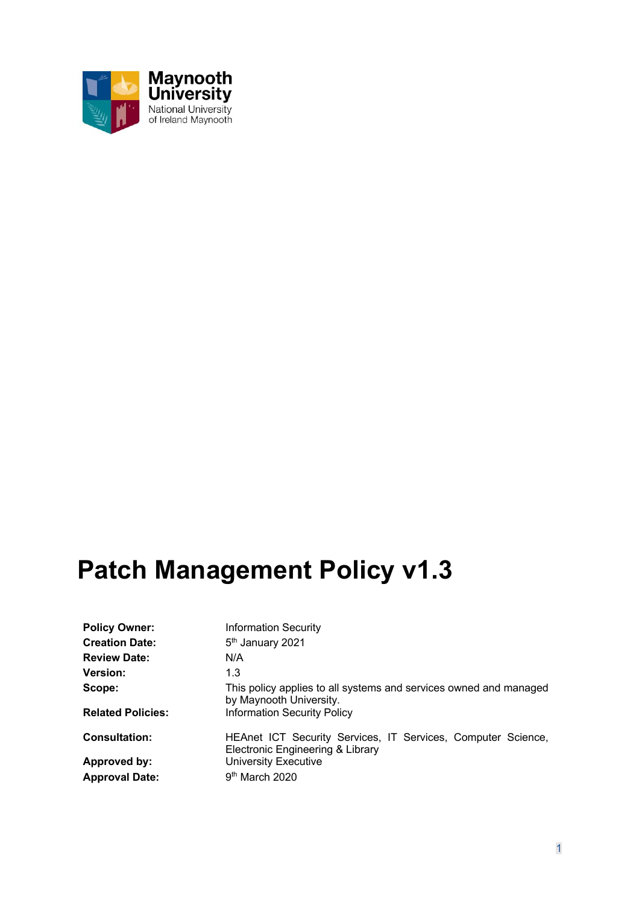Maynooth University
National University of Ireland Maynooth

# Patch Management Policy v1.3

| | |
|---|---|
| **Policy Owner:** | Information Security |
| **Creation Date:** | 5th January 2021 |
| **Review Date:** | N/A |
| **Version:** | 1.3 |
| **Scope:** | This policy applies to all systems and services owned and managed by Maynooth University. |
| **Related Policies:** | Information Security Policy |
| **Consultation:** | HEAnet ICT Security Services, IT Services, Computer Science, Electronic Engineering & Library |
| **Approved by:** | University Executive |
| **Approval Date:** | 9th March 2020 |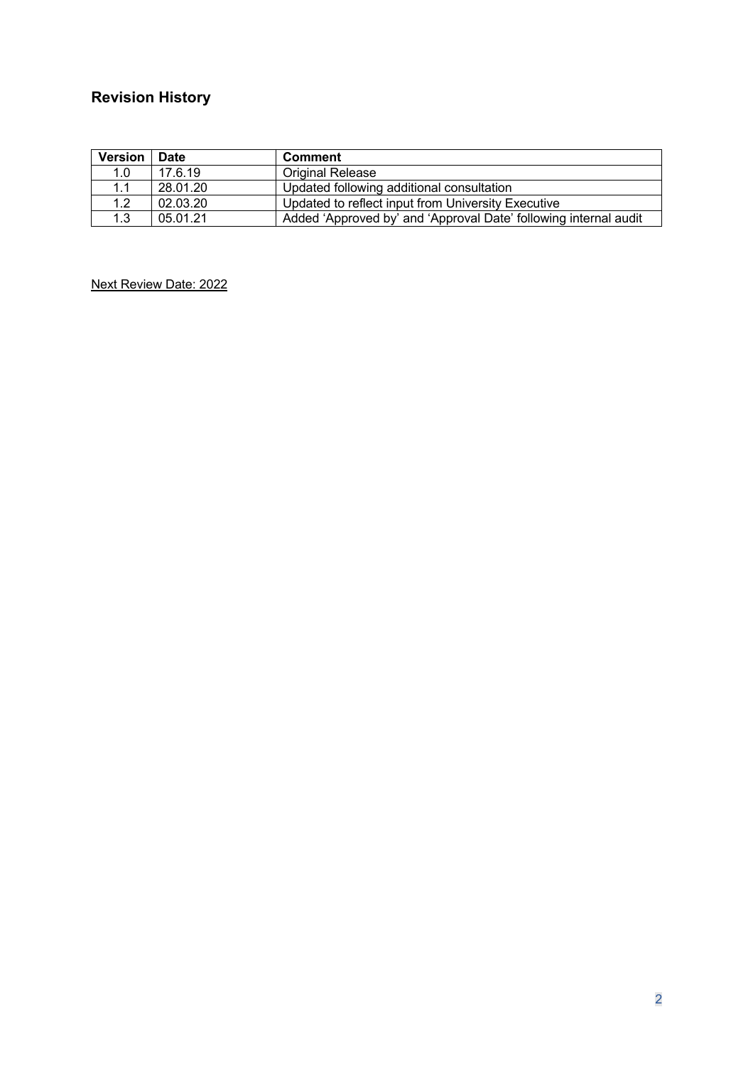## Revision History

| Version | Date | Comment |
| --- | --- | --- |
| 1.0 | 17.6.19 | Original Release |
| 1.1 | 28.01.20 | Updated following additional consultation |
| 1.2 | 02.03.20 | Updated to reflect input from University Executive |
| 1.3 | 05.01.21 | Added 'Approved by' and 'Approval Date' following internal audit |

Next Review Date: 2022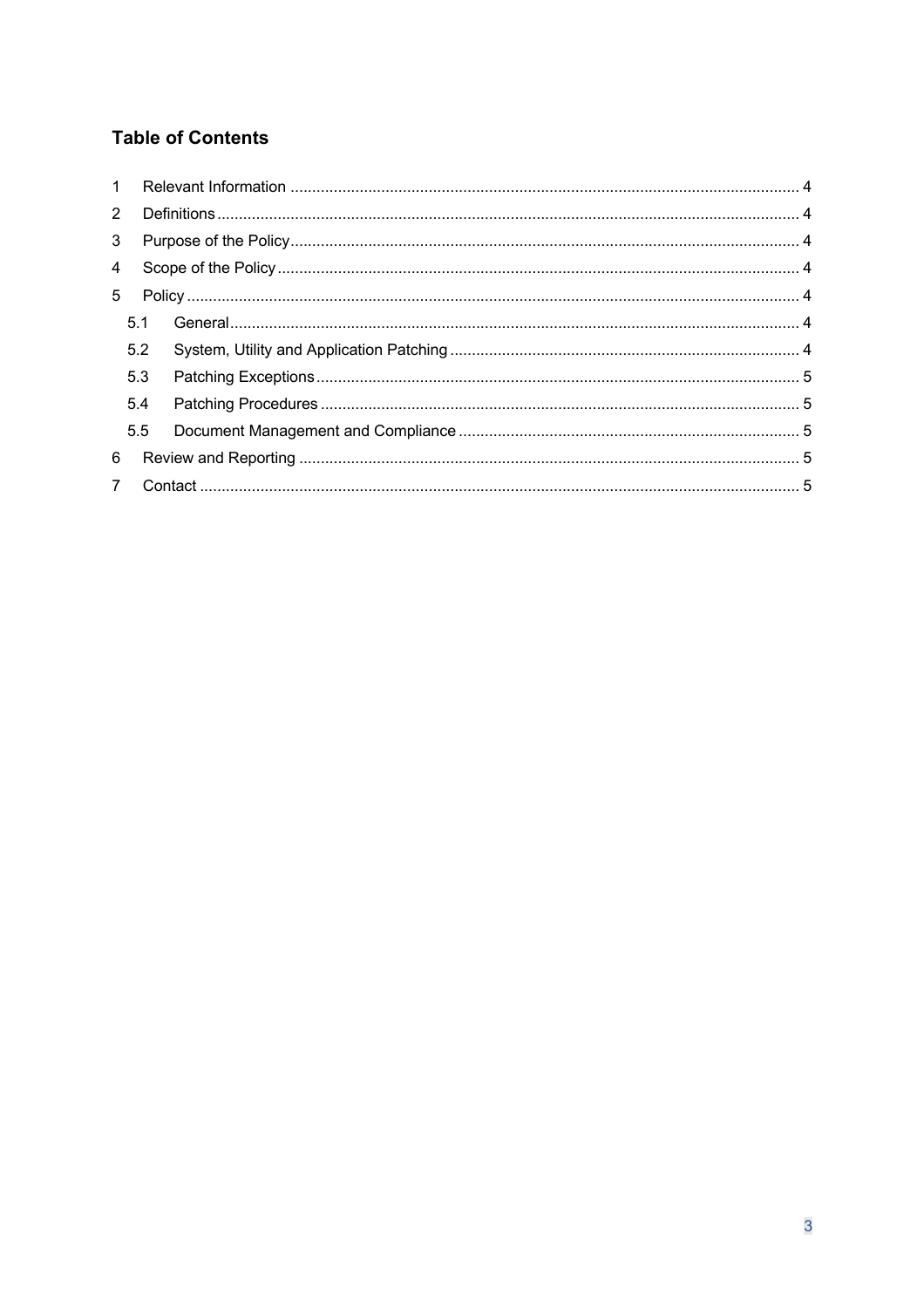## Table of Contents

| | | |
|---|---|---|
| 1 | Relevant Information | 4 |
| 2 | Definitions | 4 |
| 3 | Purpose of the Policy | 4 |
| 4 | Scope of the Policy | 4 |
| 5 | Policy | 4 |
| 5.1 | General | 4 |
| 5.2 | System, Utility and Application Patching | 4 |
| 5.3 | Patching Exceptions | 5 |
| 5.4 | Patching Procedures | 5 |
| 5.5 | Document Management and Compliance | 5 |
| 6 | Review and Reporting | 5 |
| 7 | Contact | 5 |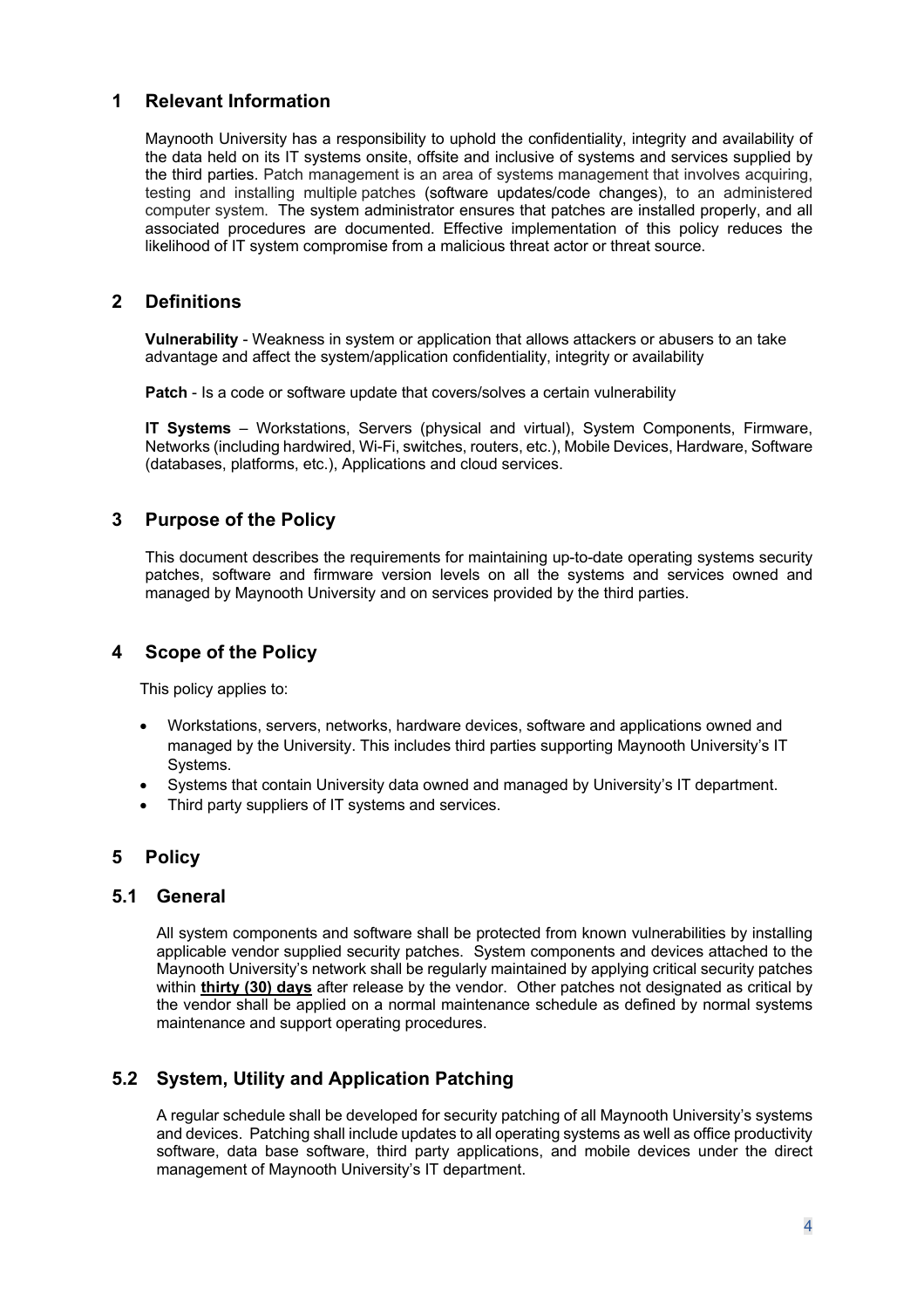## 1 Relevant Information

Maynooth University has a responsibility to uphold the confidentiality, integrity and availability of the data held on its IT systems onsite, offsite and inclusive of systems and services supplied by the third parties. Patch management is an area of systems management that involves acquiring, testing and installing multiple patches (software updates/code changes), to an administered computer system. The system administrator ensures that patches are installed properly, and all associated procedures are documented. Effective implementation of this policy reduces the likelihood of IT system compromise from a malicious threat actor or threat source.

## 2 Definitions

**Vulnerability** - Weakness in system or application that allows attackers or abusers to an take advantage and affect the system/application confidentiality, integrity or availability

**Patch** - Is a code or software update that covers/solves a certain vulnerability

**IT Systems** – Workstations, Servers (physical and virtual), System Components, Firmware, Networks (including hardwired, Wi-Fi, switches, routers, etc.), Mobile Devices, Hardware, Software (databases, platforms, etc.), Applications and cloud services.

## 3 Purpose of the Policy

This document describes the requirements for maintaining up-to-date operating systems security patches, software and firmware version levels on all the systems and services owned and managed by Maynooth University and on services provided by the third parties.

## 4 Scope of the Policy

This policy applies to:

- Workstations, servers, networks, hardware devices, software and applications owned and managed by the University. This includes third parties supporting Maynooth University's IT Systems.
- Systems that contain University data owned and managed by University's IT department.
- Third party suppliers of IT systems and services.

## 5 Policy

### 5.1 General

All system components and software shall be protected from known vulnerabilities by installing applicable vendor supplied security patches. System components and devices attached to the Maynooth University's network shall be regularly maintained by applying critical security patches within **thirty (30) days** after release by the vendor. Other patches not designated as critical by the vendor shall be applied on a normal maintenance schedule as defined by normal systems maintenance and support operating procedures.

### 5.2 System, Utility and Application Patching

A regular schedule shall be developed for security patching of all Maynooth University's systems and devices. Patching shall include updates to all operating systems as well as office productivity software, data base software, third party applications, and mobile devices under the direct management of Maynooth University's IT department.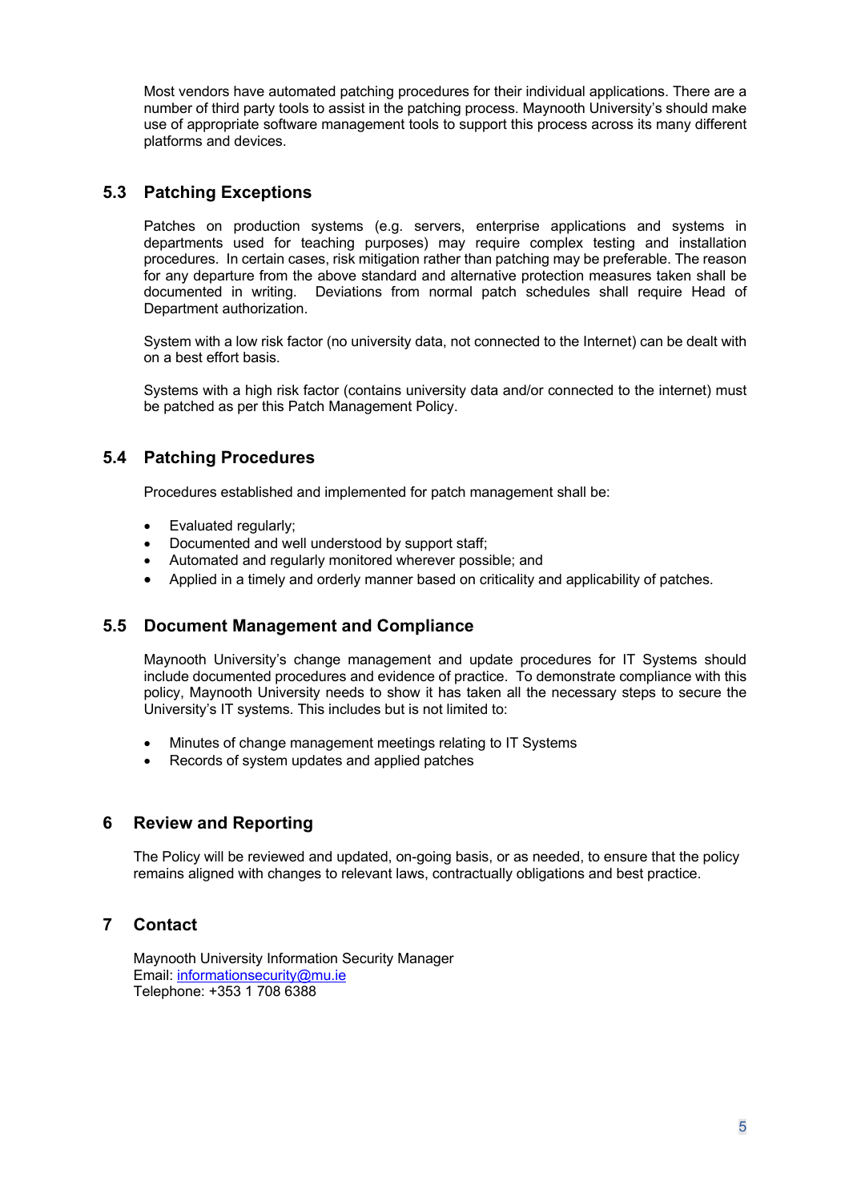Most vendors have automated patching procedures for their individual applications. There are a number of third party tools to assist in the patching process. Maynooth University's should make use of appropriate software management tools to support this process across its many different platforms and devices.

### 5.3 Patching Exceptions

Patches on production systems (e.g. servers, enterprise applications and systems in departments used for teaching purposes) may require complex testing and installation procedures. In certain cases, risk mitigation rather than patching may be preferable. The reason for any departure from the above standard and alternative protection measures taken shall be documented in writing. Deviations from normal patch schedules shall require Head of Department authorization.

System with a low risk factor (no university data, not connected to the Internet) can be dealt with on a best effort basis.

Systems with a high risk factor (contains university data and/or connected to the internet) must be patched as per this Patch Management Policy.

### 5.4 Patching Procedures

Procedures established and implemented for patch management shall be:

- Evaluated regularly;
- Documented and well understood by support staff;
- Automated and regularly monitored wherever possible; and
- Applied in a timely and orderly manner based on criticality and applicability of patches.

### 5.5 Document Management and Compliance

Maynooth University's change management and update procedures for IT Systems should include documented procedures and evidence of practice. To demonstrate compliance with this policy, Maynooth University needs to show it has taken all the necessary steps to secure the University's IT systems. This includes but is not limited to:

- Minutes of change management meetings relating to IT Systems
- Records of system updates and applied patches

## 6 Review and Reporting

The Policy will be reviewed and updated, on-going basis, or as needed, to ensure that the policy remains aligned with changes to relevant laws, contractually obligations and best practice.

## 7 Contact

Maynooth University Information Security Manager
Email: informationsecurity@mu.ie
Telephone: +353 1 708 6388